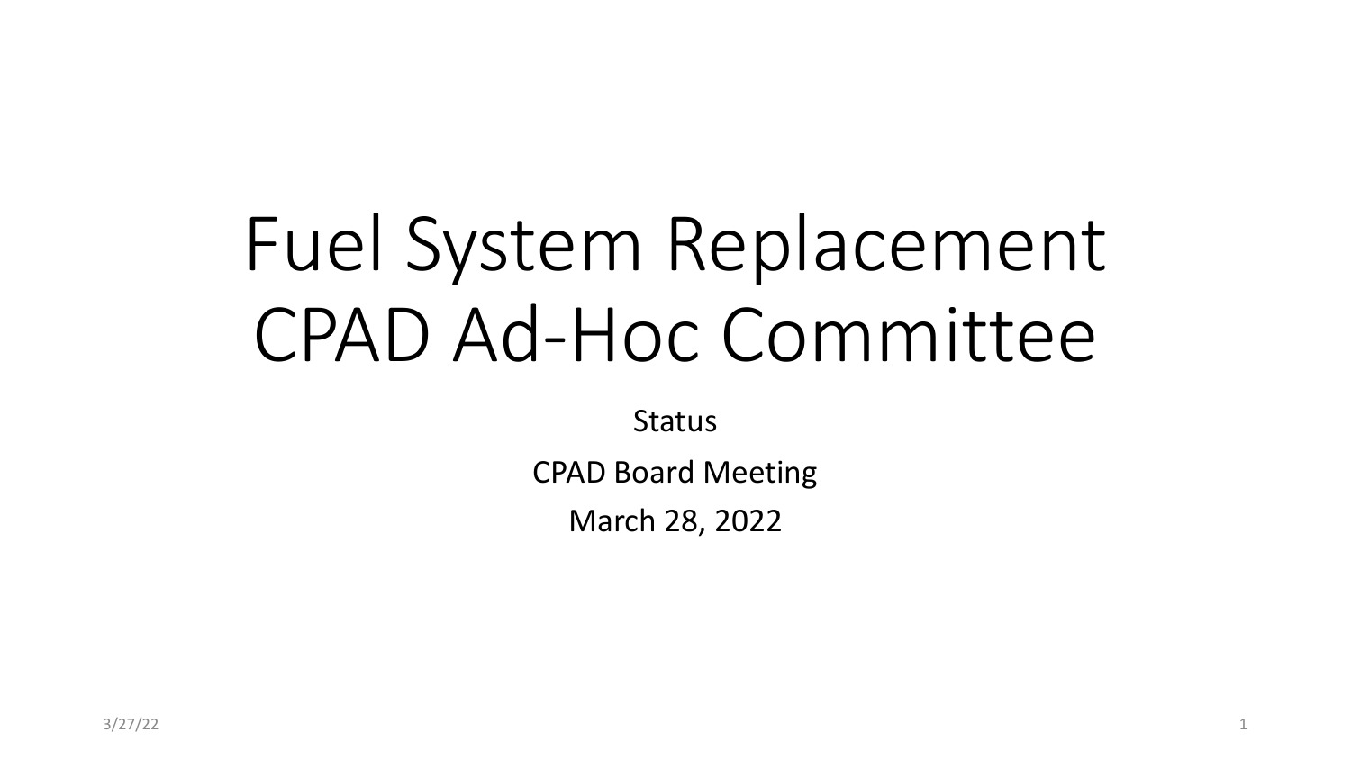# Fuel System Replacement CPAD Ad-Hoc Committee

Status

CPAD Board Meeting

March 28, 2022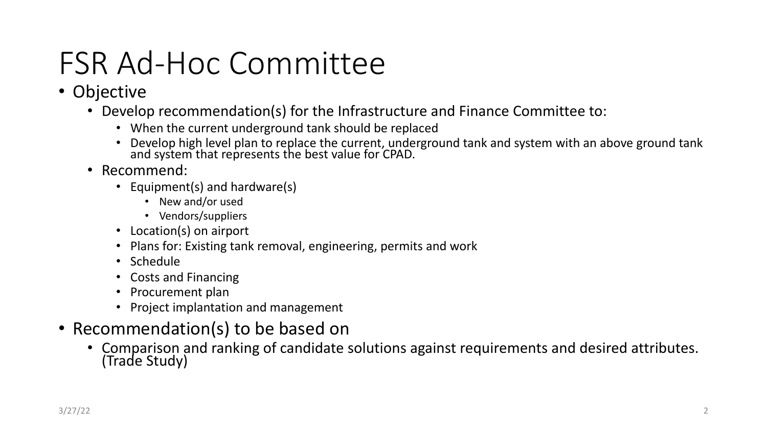# FSR Ad-Hoc Committee

- Objective
  - Develop recommendation(s) for the Infrastructure and Finance Committee to:
    - When the current underground tank should be replaced
    - Develop high level plan to replace the current, underground tank and system with an above ground tank and system that represents the best value for CPAD.
  - Recommend:
    - Equipment(s) and hardware(s)
      - New and/or used
      - Vendors/suppliers
    - Location(s) on airport
    - Plans for: Existing tank removal, engineering, permits and work
    - Schedule
    - Costs and Financing
    - Procurement plan
    - Project implantation and management
- Recommendation(s) to be based on
  - Comparison and ranking of candidate solutions against requirements and desired attributes. (Trade Study)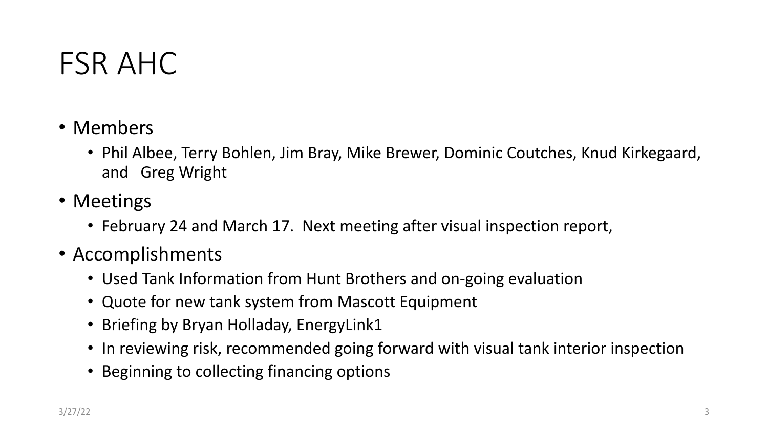# FSR AHC

- Members
  - Phil Albee, Terry Bohlen, Jim Bray, Mike Brewer, Dominic Coutches, Knud Kirkegaard, and Greg Wright
- Meetings
  - February 24 and March 17. Next meeting after visual inspection report,
- Accomplishments
  - Used Tank Information from Hunt Brothers and on-going evaluation
  - Quote for new tank system from Mascott Equipment
  - Briefing by Bryan Holladay, EnergyLink1
  - In reviewing risk, recommended going forward with visual tank interior inspection
  - Beginning to collecting financing options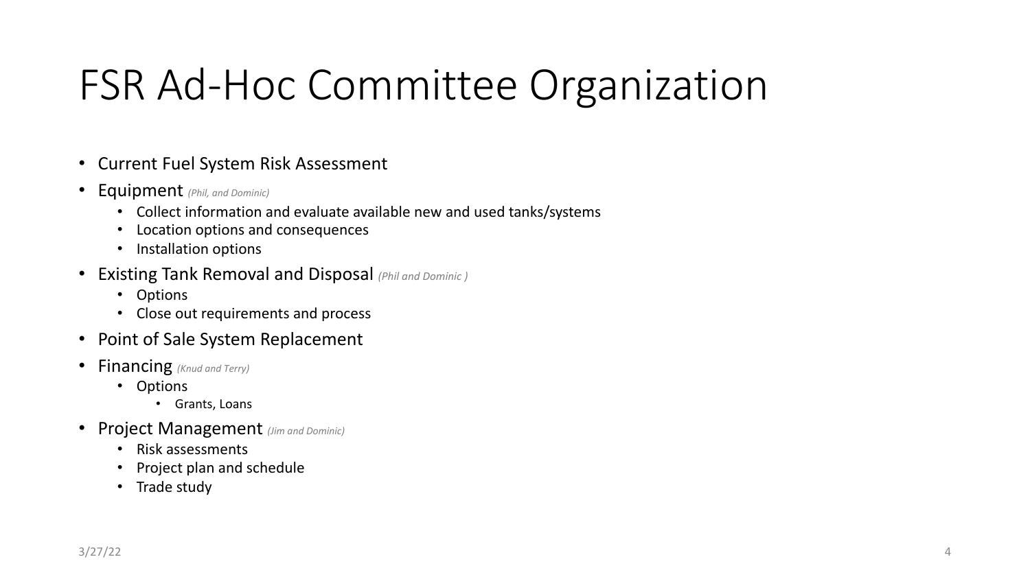# FSR Ad-Hoc Committee Organization

- Current Fuel System Risk Assessment
- Equipment *(Phil, and Dominic)*
  - Collect information and evaluate available new and used tanks/systems
  - Location options and consequences
  - Installation options
- Existing Tank Removal and Disposal *(Phil and Dominic )*
  - Options
  - Close out requirements and process
- Point of Sale System Replacement
- Financing *(Knud and Terry)*
  - Options
    - Grants, Loans
- Project Management *(Jim and Dominic)*
  - Risk assessments
  - Project plan and schedule
  - Trade study

3/27/22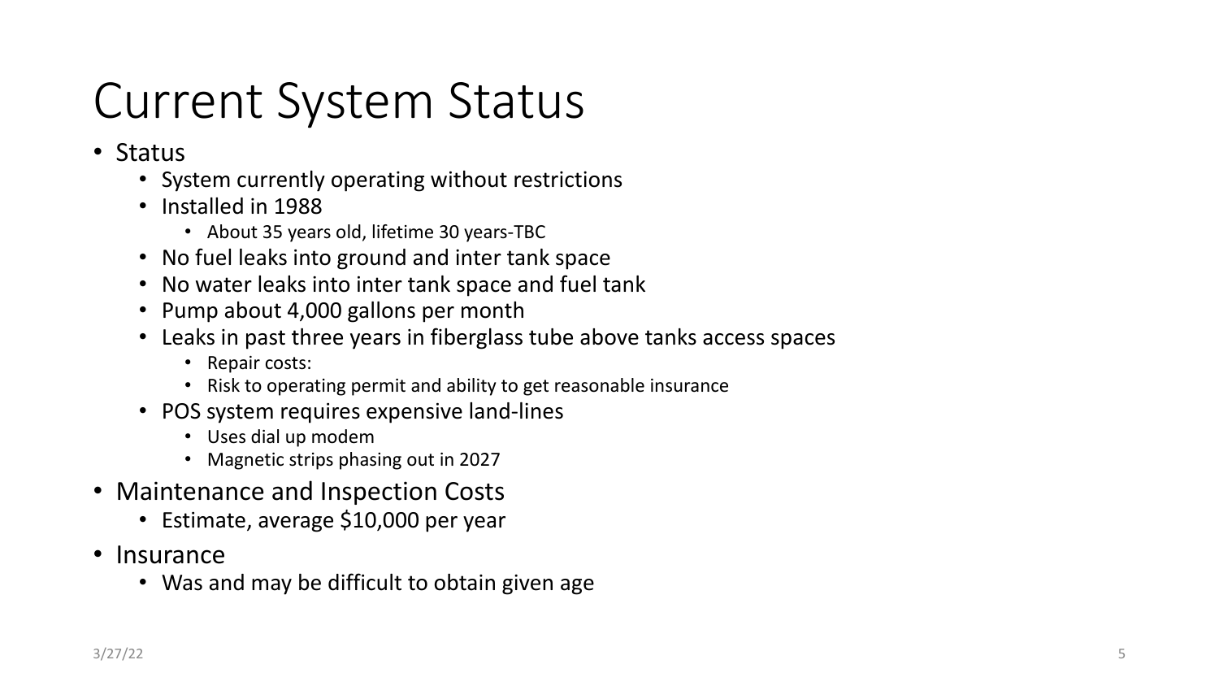# Current System Status

- Status
  - System currently operating without restrictions
  - Installed in 1988
    - About 35 years old, lifetime 30 years-TBC
  - No fuel leaks into ground and inter tank space
  - No water leaks into inter tank space and fuel tank
  - Pump about 4,000 gallons per month
  - Leaks in past three years in fiberglass tube above tanks access spaces
    - Repair costs:
    - Risk to operating permit and ability to get reasonable insurance
  - POS system requires expensive land-lines
    - Uses dial up modem
    - Magnetic strips phasing out in 2027
- Maintenance and Inspection Costs
  - Estimate, average $10,000 per year
- Insurance
  - Was and may be difficult to obtain given age